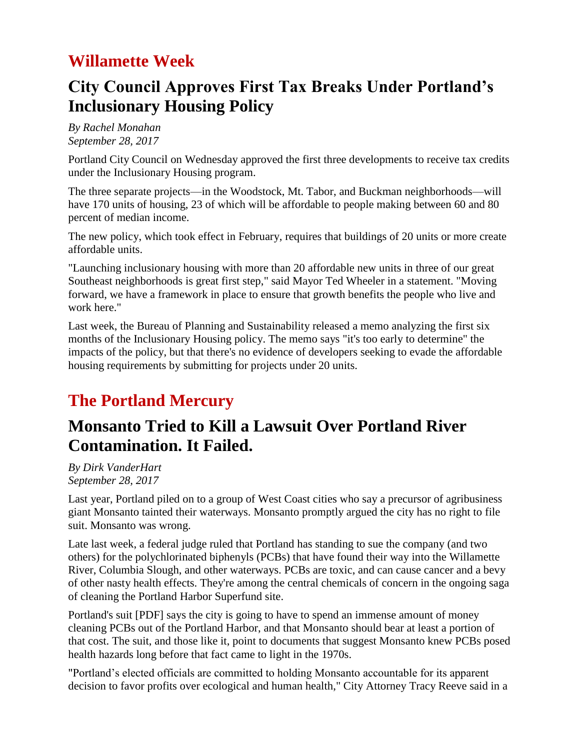# Willamette Week

## City Council Approves First Tax Breaks Under Portland's Inclusionary Housing Policy

*By Rachel Monahan*
*September 28, 2017*

Portland City Council on Wednesday approved the first three developments to receive tax credits under the Inclusionary Housing program.

The three separate projects—in the Woodstock, Mt. Tabor, and Buckman neighborhoods—will have 170 units of housing, 23 of which will be affordable to people making between 60 and 80 percent of median income.

The new policy, which took effect in February, requires that buildings of 20 units or more create affordable units.

"Launching inclusionary housing with more than 20 affordable new units in three of our great Southeast neighborhoods is great first step," said Mayor Ted Wheeler in a statement. "Moving forward, we have a framework in place to ensure that growth benefits the people who live and work here."

Last week, the Bureau of Planning and Sustainability released a memo analyzing the first six months of the Inclusionary Housing policy. The memo says "it's too early to determine" the impacts of the policy, but that there's no evidence of developers seeking to evade the affordable housing requirements by submitting for projects under 20 units.

# The Portland Mercury

## Monsanto Tried to Kill a Lawsuit Over Portland River Contamination. It Failed.

*By Dirk VanderHart*
*September 28, 2017*

Last year, Portland piled on to a group of West Coast cities who say a precursor of agribusiness giant Monsanto tainted their waterways. Monsanto promptly argued the city has no right to file suit. Monsanto was wrong.

Late last week, a federal judge ruled that Portland has standing to sue the company (and two others) for the polychlorinated biphenyls (PCBs) that have found their way into the Willamette River, Columbia Slough, and other waterways. PCBs are toxic, and can cause cancer and a bevy of other nasty health effects. They're among the central chemicals of concern in the ongoing saga of cleaning the Portland Harbor Superfund site.

Portland's suit [PDF] says the city is going to have to spend an immense amount of money cleaning PCBs out of the Portland Harbor, and that Monsanto should bear at least a portion of that cost. The suit, and those like it, point to documents that suggest Monsanto knew PCBs posed health hazards long before that fact came to light in the 1970s.

"Portland's elected officials are committed to holding Monsanto accountable for its apparent decision to favor profits over ecological and human health," City Attorney Tracy Reeve said in a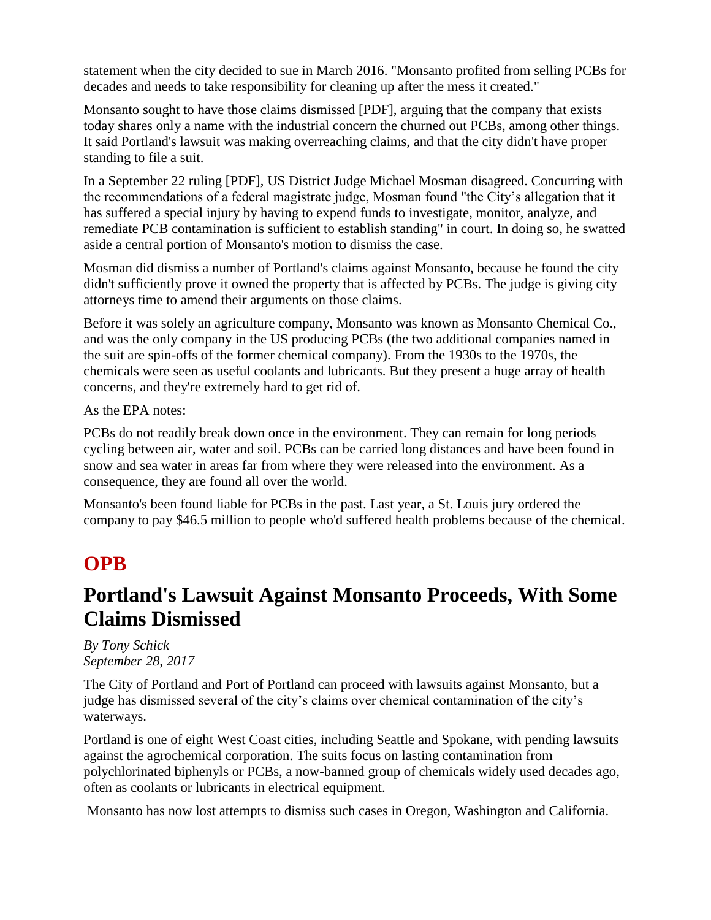statement when the city decided to sue in March 2016. "Monsanto profited from selling PCBs for decades and needs to take responsibility for cleaning up after the mess it created."

Monsanto sought to have those claims dismissed [PDF], arguing that the company that exists today shares only a name with the industrial concern the churned out PCBs, among other things. It said Portland's lawsuit was making overreaching claims, and that the city didn't have proper standing to file a suit.

In a September 22 ruling [PDF], US District Judge Michael Mosman disagreed. Concurring with the recommendations of a federal magistrate judge, Mosman found "the City's allegation that it has suffered a special injury by having to expend funds to investigate, monitor, analyze, and remediate PCB contamination is sufficient to establish standing" in court. In doing so, he swatted aside a central portion of Monsanto's motion to dismiss the case.

Mosman did dismiss a number of Portland's claims against Monsanto, because he found the city didn't sufficiently prove it owned the property that is affected by PCBs. The judge is giving city attorneys time to amend their arguments on those claims.

Before it was solely an agriculture company, Monsanto was known as Monsanto Chemical Co., and was the only company in the US producing PCBs (the two additional companies named in the suit are spin-offs of the former chemical company). From the 1930s to the 1970s, the chemicals were seen as useful coolants and lubricants. But they present a huge array of health concerns, and they're extremely hard to get rid of.

As the EPA notes:

PCBs do not readily break down once in the environment. They can remain for long periods cycling between air, water and soil. PCBs can be carried long distances and have been found in snow and sea water in areas far from where they were released into the environment. As a consequence, they are found all over the world.

Monsanto's been found liable for PCBs in the past. Last year, a St. Louis jury ordered the company to pay $46.5 million to people who'd suffered health problems because of the chemical.

## OPB

## Portland's Lawsuit Against Monsanto Proceeds, With Some Claims Dismissed

*By Tony Schick*
*September 28, 2017*

The City of Portland and Port of Portland can proceed with lawsuits against Monsanto, but a judge has dismissed several of the city's claims over chemical contamination of the city's waterways.

Portland is one of eight West Coast cities, including Seattle and Spokane, with pending lawsuits against the agrochemical corporation. The suits focus on lasting contamination from polychlorinated biphenyls or PCBs, a now-banned group of chemicals widely used decades ago, often as coolants or lubricants in electrical equipment.

Monsanto has now lost attempts to dismiss such cases in Oregon, Washington and California.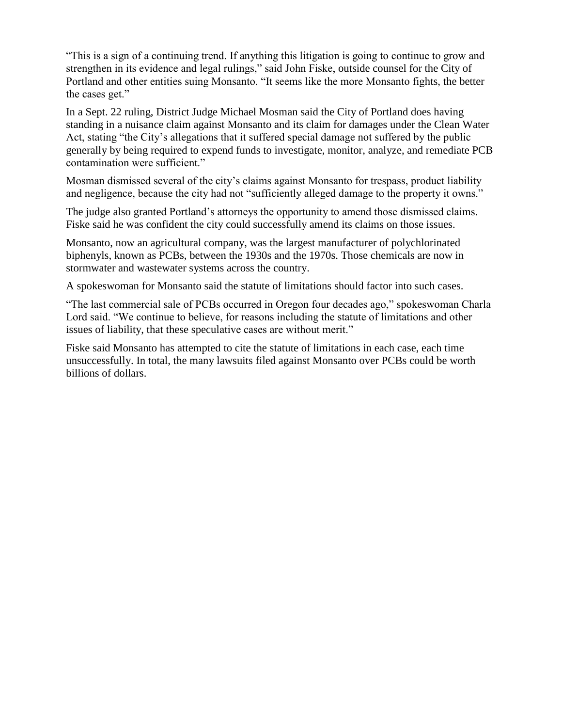"This is a sign of a continuing trend. If anything this litigation is going to continue to grow and strengthen in its evidence and legal rulings," said John Fiske, outside counsel for the City of Portland and other entities suing Monsanto. "It seems like the more Monsanto fights, the better the cases get."

In a Sept. 22 ruling, District Judge Michael Mosman said the City of Portland does having standing in a nuisance claim against Monsanto and its claim for damages under the Clean Water Act, stating "the City's allegations that it suffered special damage not suffered by the public generally by being required to expend funds to investigate, monitor, analyze, and remediate PCB contamination were sufficient."

Mosman dismissed several of the city's claims against Monsanto for trespass, product liability and negligence, because the city had not "sufficiently alleged damage to the property it owns."

The judge also granted Portland's attorneys the opportunity to amend those dismissed claims. Fiske said he was confident the city could successfully amend its claims on those issues.

Monsanto, now an agricultural company, was the largest manufacturer of polychlorinated biphenyls, known as PCBs, between the 1930s and the 1970s. Those chemicals are now in stormwater and wastewater systems across the country.

A spokeswoman for Monsanto said the statute of limitations should factor into such cases.

"The last commercial sale of PCBs occurred in Oregon four decades ago," spokeswoman Charla Lord said. "We continue to believe, for reasons including the statute of limitations and other issues of liability, that these speculative cases are without merit."

Fiske said Monsanto has attempted to cite the statute of limitations in each case, each time unsuccessfully. In total, the many lawsuits filed against Monsanto over PCBs could be worth billions of dollars.